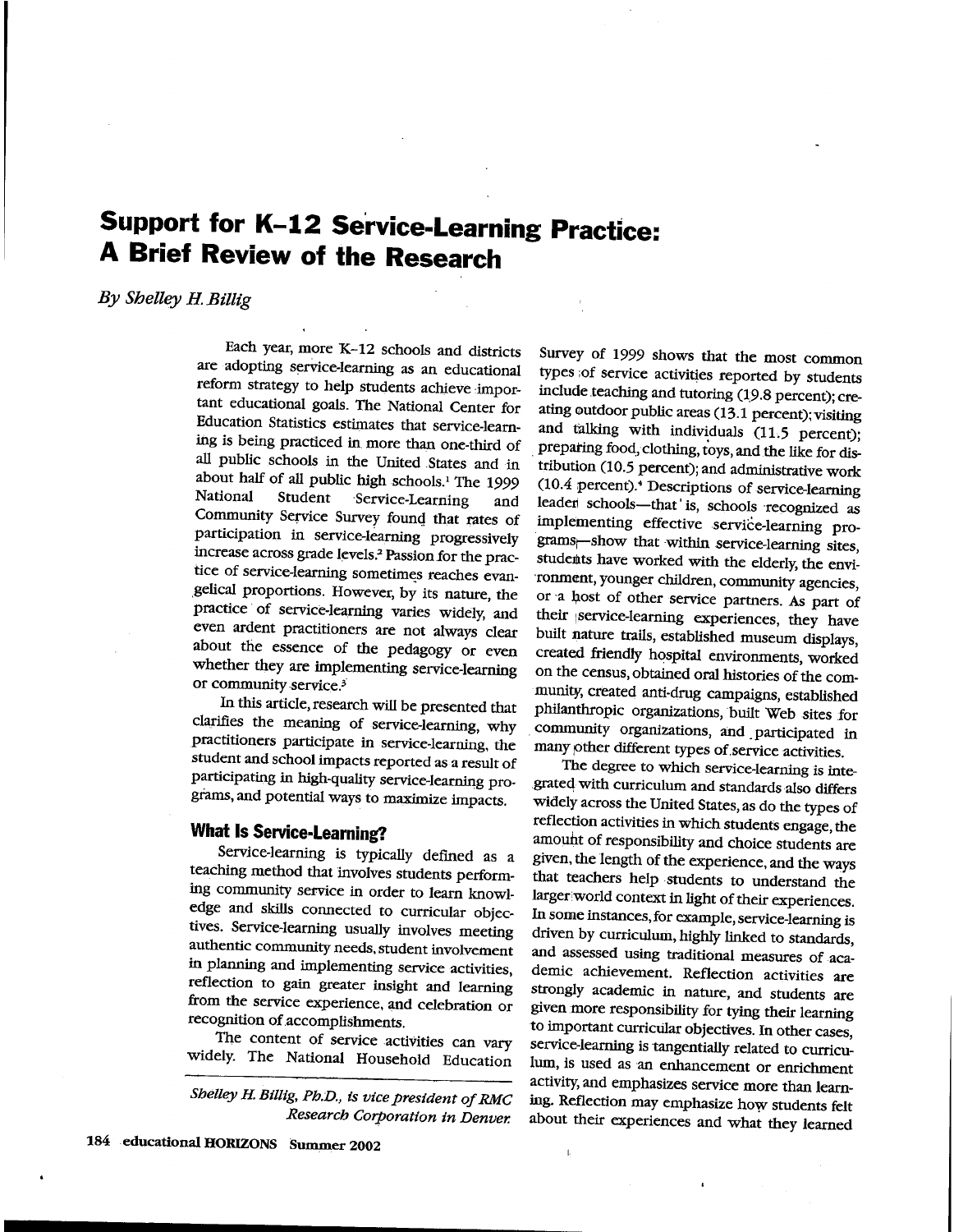# Support for K–12 Service-Learning Practice: A Brief Review of the Research

*By Shelley H. Billig*

Each year, more K–12 schools and districts are adopting service-learning as an educational reform strategy to help students achieve important educational goals. The National Center for Education Statistics estimates that service-learning is being practiced in more than one-third of all public schools in the United States and in about half of all public high schools.[1] The 1999 National Student Service-Learning and Community Service Survey found that rates of participation in service-learning progressively increase across grade levels.[2] Passion for the practice of service-learning sometimes reaches evangelical proportions. However, by its nature, the practice of service-learning varies widely, and even ardent practitioners are not always clear about the essence of the pedagogy or even whether they are implementing service-learning or community service.[3]

In this article, research will be presented that clarifies the meaning of service-learning, why practitioners participate in service-learning, the student and school impacts reported as a result of participating in high-quality service-learning programs, and potential ways to maximize impacts.

## What Is Service-Learning?

Service-learning is typically defined as a teaching method that involves students performing community service in order to learn knowledge and skills connected to curricular objectives. Service-learning usually involves meeting authentic community needs, student involvement in planning and implementing service activities, reflection to gain greater insight and learning from the service experience, and celebration or recognition of accomplishments.

The content of service activities can vary widely. The National Household Education Survey of 1999 shows that the most common types of service activities reported by students include teaching and tutoring (19.8 percent); creating outdoor public areas (13.1 percent); visiting and talking with individuals (11.5 percent); preparing food, clothing, toys, and the like for distribution (10.5 percent); and administrative work (10.4 percent).[4] Descriptions of service-learning leader schools—that is, schools recognized as implementing effective service-learning programs—show that within service-learning sites, students have worked with the elderly, the environment, younger children, community agencies, or a host of other service partners. As part of their service-learning experiences, they have built nature trails, established museum displays, created friendly hospital environments, worked on the census, obtained oral histories of the community, created anti-drug campaigns, established philanthropic organizations, built Web sites for community organizations, and participated in many other different types of service activities.

The degree to which service-learning is integrated with curriculum and standards also differs widely across the United States, as do the types of reflection activities in which students engage, the amount of responsibility and choice students are given, the length of the experience, and the ways that teachers help students to understand the larger world context in light of their experiences. In some instances, for example, service-learning is driven by curriculum, highly linked to standards, and assessed using traditional measures of academic achievement. Reflection activities are strongly academic in nature, and students are given more responsibility for tying their learning to important curricular objectives. In other cases, service-learning is tangentially related to curriculum, is used as an enhancement or enrichment activity, and emphasizes service more than learning. Reflection may emphasize how students felt about their experiences and what they learned

*Shelley H. Billig, Ph.D., is vice president of RMC Research Corporation in Denver.*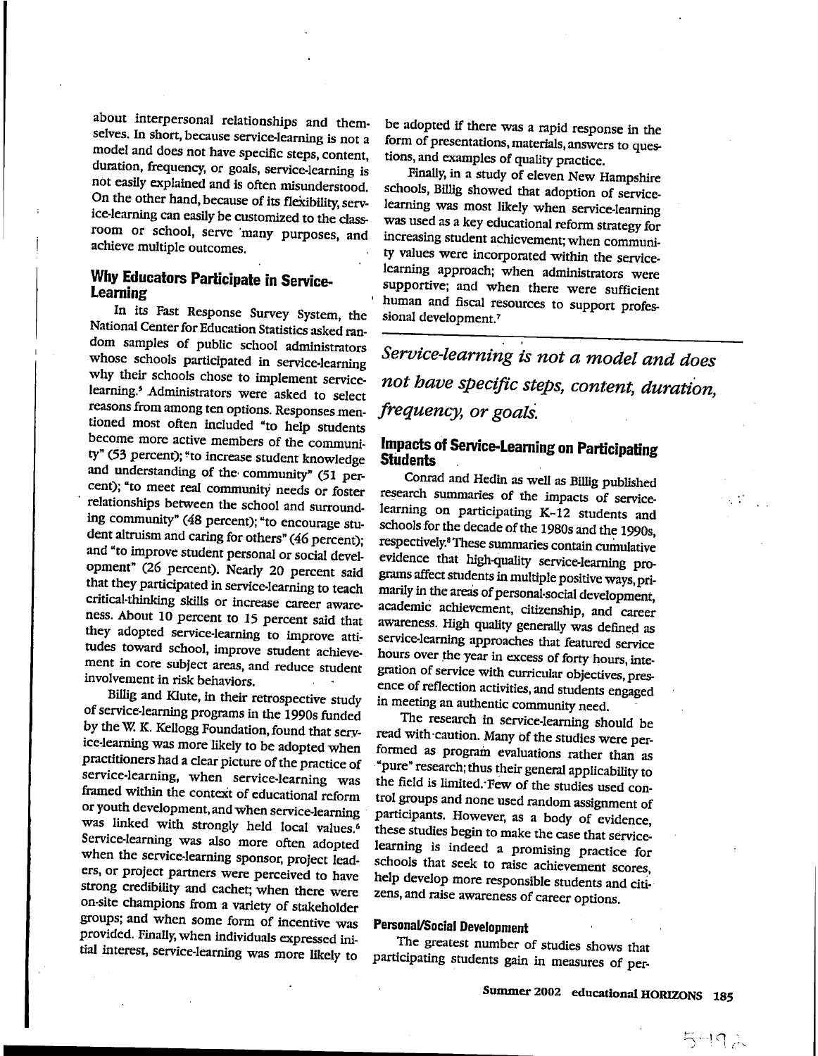about interpersonal relationships and themselves. In short, because service-learning is not a model and does not have specific steps, content, duration, frequency, or goals, service-learning is not easily explained and is often misunderstood. On the other hand, because of its flexibility, service-learning can easily be customized to the classroom or school, serve many purposes, and achieve multiple outcomes.

## Why Educators Participate in Service-Learning

In its Fast Response Survey System, the National Center for Education Statistics asked random samples of public school administrators whose schools participated in service-learning why their schools chose to implement service-learning.[5] Administrators were asked to select reasons from among ten options. Responses mentioned most often included "to help students become more active members of the community" (53 percent); "to increase student knowledge and understanding of the community" (51 percent); "to meet real community needs or foster relationships between the school and surrounding community" (48 percent); "to encourage student altruism and caring for others" (46 percent); and "to improve student personal or social development" (26 percent). Nearly 20 percent said that they participated in service-learning to teach critical-thinking skills or increase career awareness. About 10 percent to 15 percent said that they adopted service-learning to improve attitudes toward school, improve student achievement in core subject areas, and reduce student involvement in risk behaviors.

Billig and Klute, in their retrospective study of service-learning programs in the 1990s funded by the W. K. Kellogg Foundation, found that service-learning was more likely to be adopted when practitioners had a clear picture of the practice of service-learning, when service-learning was framed within the context of educational reform or youth development, and when service-learning was linked with strongly held local values.[6] Service-learning was also more often adopted when the service-learning sponsor, project leaders, or project partners were perceived to have strong credibility and cachet; when there were on-site champions from a variety of stakeholder groups; and when some form of incentive was provided. Finally, when individuals expressed initial interest, service-learning was more likely to be adopted if there was a rapid response in the form of presentations, materials, answers to questions, and examples of quality practice.

Finally, in a study of eleven New Hampshire schools, Billig showed that adoption of service-learning was most likely when service-learning was used as a key educational reform strategy for increasing student achievement; when community values were incorporated within the service-learning approach; when administrators were supportive; and when there were sufficient human and fiscal resources to support professional development.[7]

*Service-learning is not a model and does not have specific steps, content, duration, frequency, or goals.*

## Impacts of Service-Learning on Participating Students

Conrad and Hedin as well as Billig published research summaries of the impacts of service-learning on participating K–12 students and schools for the decade of the 1980s and the 1990s, respectively.[8] These summaries contain cumulative evidence that high-quality service-learning programs affect students in multiple positive ways, primarily in the areas of personal-social development, academic achievement, citizenship, and career awareness. High quality generally was defined as service-learning approaches that featured service hours over the year in excess of forty hours, integration of service with curricular objectives, presence of reflection activities, and students engaged in meeting an authentic community need.

The research in service-learning should be read with caution. Many of the studies were performed as program evaluations rather than as "pure" research; thus their general applicability to the field is limited. Few of the studies used control groups and none used random assignment of participants. However, as a body of evidence, these studies begin to make the case that service-learning is indeed a promising practice for schools that seek to raise achievement scores, help develop more responsible students and citizens, and raise awareness of career options.

### Personal/Social Development

The greatest number of studies shows that participating students gain in measures of per-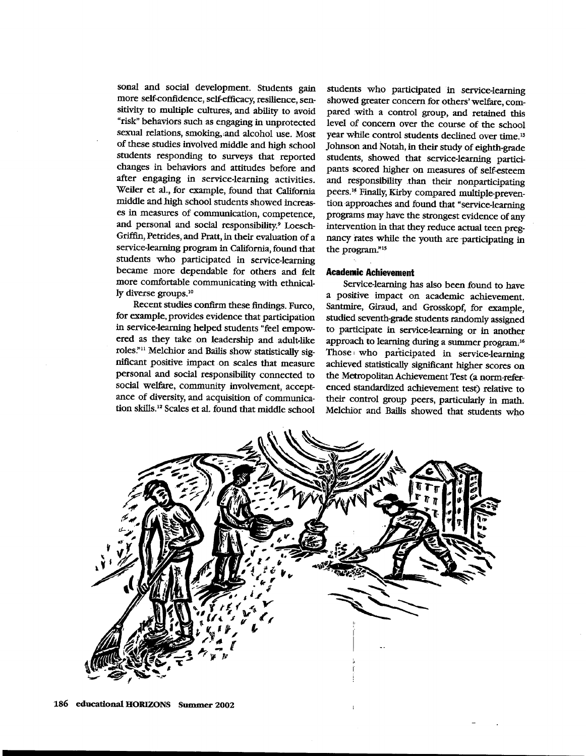sonal and social development. Students gain more self-confidence, self-efficacy, resilience, sensitivity to multiple cultures, and ability to avoid "risk" behaviors such as engaging in unprotected sexual relations, smoking, and alcohol use. Most of these studies involved middle and high school students responding to surveys that reported changes in behaviors and attitudes before and after engaging in service-learning activities. Weiler et al., for example, found that California middle and high school students showed increases in measures of communication, competence, and personal and social responsibility.[9] Loesch-Griffin, Petrides, and Pratt, in their evaluation of a service-learning program in California, found that students who participated in service-learning became more dependable for others and felt more comfortable communicating with ethnically diverse groups.[10]

Recent studies confirm these findings. Furco, for example, provides evidence that participation in service-learning helped students "feel empowered as they take on leadership and adult-like roles."[11] Melchior and Bailis show statistically significant positive impact on scales that measure personal and social responsibility connected to social welfare, community involvement, acceptance of diversity, and acquisition of communication skills.[12] Scales et al. found that middle school students who participated in service-learning showed greater concern for others' welfare, compared with a control group, and retained this level of concern over the course of the school year while control students declined over time.[13] Johnson and Notah, in their study of eighth-grade students, showed that service-learning participants scored higher on measures of self-esteem and responsibility than their nonparticipating peers.[14] Finally, Kirby compared multiple-prevention approaches and found that "service-learning programs may have the strongest evidence of any intervention in that they reduce actual teen pregnancy rates while the youth are participating in the program."[15]

### Academic Achievement

Service-learning has also been found to have a positive impact on academic achievement. Santmire, Giraud, and Grosskopf, for example, studied seventh-grade students randomly assigned to participate in service-learning or in another approach to learning during a summer program.[16] Those who participated in service-learning achieved statistically significant higher scores on the Metropolitan Achievement Test (a norm-referenced standardized achievement test) relative to their control group peers, particularly in math. Melchior and Bailis showed that students who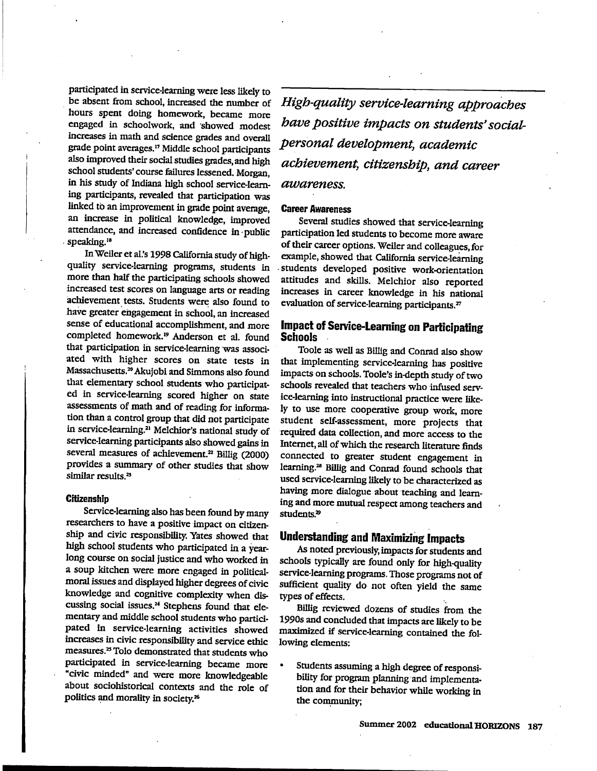participated in service-learning were less likely to be absent from school, increased the number of hours spent doing homework, became more engaged in schoolwork, and showed modest increases in math and science grades and overall grade point averages.[17] Middle school participants also improved their social studies grades, and high school students' course failures lessened. Morgan, in his study of Indiana high school service-learning participants, revealed that participation was linked to an improvement in grade point average, an increase in political knowledge, improved attendance, and increased confidence in public speaking.[18]

In Weiler et al.'s 1998 California study of high-quality service-learning programs, students in more than half the participating schools showed increased test scores on language arts or reading achievement tests. Students were also found to have greater engagement in school, an increased sense of educational accomplishment, and more completed homework.[19] Anderson et al. found that participation in service-learning was associated with higher scores on state tests in Massachusetts.[20] Akujobi and Simmons also found that elementary school students who participated in service-learning scored higher on state assessments of math and of reading for information than a control group that did not participate in service-learning.[21] Melchior's national study of service-learning participants also showed gains in several measures of achievement.[22] Billig (2000) provides a summary of other studies that show similar results.[23]

### Citizenship

Service-learning also has been found by many researchers to have a positive impact on citizenship and civic responsibility. Yates showed that high school students who participated in a year-long course on social justice and who worked in a soup kitchen were more engaged in political-moral issues and displayed higher degrees of civic knowledge and cognitive complexity when discussing social issues.[24] Stephens found that elementary and middle school students who participated in service-learning activities showed increases in civic responsibility and service ethic measures.[25] Tolo demonstrated that students who participated in service-learning became more "civic minded" and were more knowledgeable about sociohistorical contexts and the role of politics and morality in society.[26]

*High-quality service-learning approaches have positive impacts on students' social-personal development, academic achievement, citizenship, and career awareness.*

### Career Awareness

Several studies showed that service-learning participation led students to become more aware of their career options. Weiler and colleagues, for example, showed that California service-learning students developed positive work-orientation attitudes and skills. Melchior also reported increases in career knowledge in his national evaluation of service-learning participants.[27]

## Impact of Service-Learning on Participating Schools

Toole as well as Billig and Conrad also show that implementing service-learning has positive impacts on schools. Toole's in-depth study of two schools revealed that teachers who infused service-learning into instructional practice were likely to use more cooperative group work, more student self-assessment, more projects that required data collection, and more access to the Internet, all of which the research literature finds connected to greater student engagement in learning.[28] Billig and Conrad found schools that used service-learning likely to be characterized as having more dialogue about teaching and learning and more mutual respect among teachers and students.[29]

## Understanding and Maximizing Impacts

As noted previously, impacts for students and schools typically are found only for high-quality service-learning programs. Those programs not of sufficient quality do not often yield the same types of effects.

Billig reviewed dozens of studies from the 1990s and concluded that impacts are likely to be maximized if service-learning contained the following elements:

- Students assuming a high degree of responsibility for program planning and implementation and for their behavior while working in the community;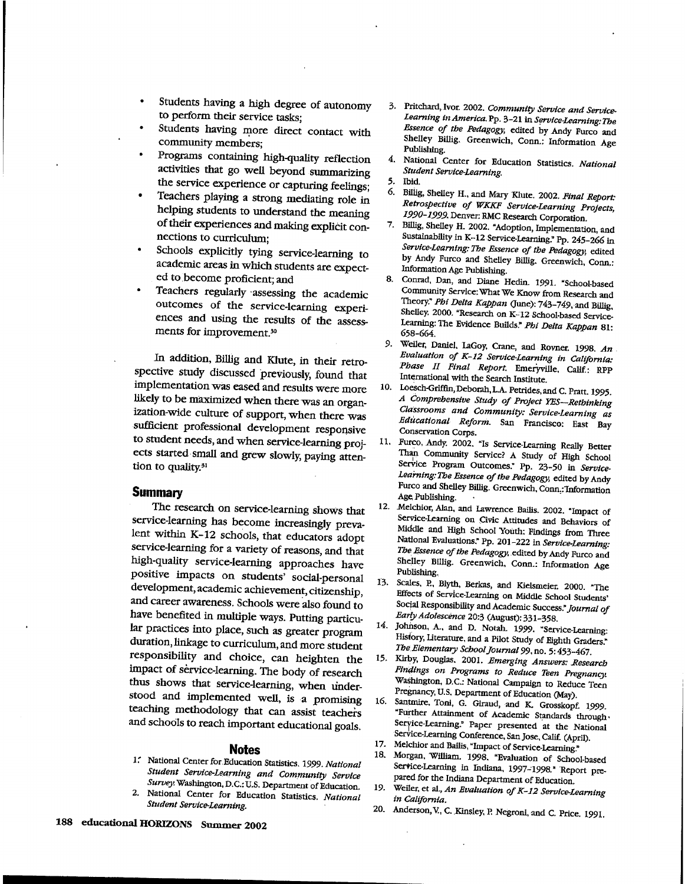- Students having a high degree of autonomy to perform their service tasks;
- Students having more direct contact with community members;
- Programs containing high-quality reflection activities that go well beyond summarizing the service experience or capturing feelings;
- Teachers playing a strong mediating role in helping students to understand the meaning of their experiences and making explicit connections to curriculum;
- Schools explicitly tying service-learning to academic areas in which students are expected to become proficient; and
- Teachers regularly assessing the academic outcomes of the service-learning experiences and using the results of the assessments for improvement.[30]

In addition, Billig and Klute, in their retrospective study discussed previously, found that implementation was eased and results were more likely to be maximized when there was an organization-wide culture of support, when there was sufficient professional development responsive to student needs, and when service-learning projects started small and grew slowly, paying attention to quality.[31]

## Summary

The research on service-learning shows that service-learning has become increasingly prevalent within K–12 schools, that educators adopt service-learning for a variety of reasons, and that high-quality service-learning approaches have positive impacts on students' social-personal development, academic achievement, citizenship, and career awareness. Schools were also found to have benefited in multiple ways. Putting particular practices into place, such as greater program duration, linkage to curriculum, and more student responsibility and choice, can heighten the impact of service-learning. The body of research thus shows that service-learning, when understood and implemented well, is a promising teaching methodology that can assist teachers and schools to reach important educational goals.

## Notes

1. National Center for Education Statistics. 1999. *National Student Service-Learning and Community Service Survey.* Washington, D.C.: U.S. Department of Education.
2. National Center for Education Statistics. *National Student Service-Learning.*
3. Pritchard, Ivor. 2002. *Community Service and Service-Learning in America.* Pp. 3–21 in *Service-Learning: The Essence of the Pedagogy,* edited by Andy Furco and Shelley Billig. Greenwich, Conn.: Information Age Publishing.
4. National Center for Education Statistics. *National Student Service-Learning.*
5. Ibid.
6. Billig, Shelley H., and Mary Klute. 2002. *Final Report: Retrospective of WKKF Service-Learning Projects, 1990–1999.* Denver: RMC Research Corporation.
7. Billig, Shelley H. 2002. "Adoption, Implementation, and Sustainability in K–12 Service-Learning." Pp. 245–266 in *Service-Learning: The Essence of the Pedagogy,* edited by Andy Furco and Shelley Billig. Greenwich, Conn.: Information Age Publishing.
8. Conrad, Dan, and Diane Hedin. 1991. "School-based Community Service: What We Know from Research and Theory." *Phi Delta Kappan* (June): 743–749, and Billig, Shelley. 2000. "Research on K–12 School-based Service-Learning: The Evidence Builds." *Phi Delta Kappan* 81: 658–664.
9. Weiler, Daniel, LaGoy, Crane, and Rovner. 1998. *An Evaluation of K–12 Service-Learning in California: Phase II Final Report.* Emeryville, Calif.: RPP International with the Search Institute.
10. Loesch-Griffin, Deborah, L.A. Petrides, and C. Pratt. 1995. *A Comprehensive Study of Project YES—Rethinking Classrooms and Community: Service-Learning as Educational Reform.* San Francisco: East Bay Conservation Corps.
11. Furco, Andy. 2002. "Is Service-Learning Really Better Than Community Service? A Study of High School Service Program Outcomes." Pp. 23–50 in *Service-Learning: The Essence of the Pedagogy,* edited by Andy Furco and Shelley Billig. Greenwich, Conn.: Information Age Publishing.
12. Melchior, Alan, and Lawrence Bailis. 2002. "Impact of Service-Learning on Civic Attitudes and Behaviors of Middle and High School Youth: Findings from Three National Evaluations." Pp. 201–222 in *Service-Learning: The Essence of the Pedagogy,* edited by Andy Furco and Shelley Billig. Greenwich, Conn.: Information Age Publishing.
13. Scales, P., Blyth, Berkas, and Kielsmeier. 2000. "The Effects of Service-Learning on Middle School Students' Social Responsibility and Academic Success." *Journal of Early Adolescence* 20:3 (August): 331–358.
14. Johnson, A., and D. Notah. 1999. "Service-Learning: History, Literature, and a Pilot Study of Eighth Graders." *The Elementary School Journal* 99, no. 5: 453–467.
15. Kirby, Douglas. 2001. *Emerging Answers: Research Findings on Programs to Reduce Teen Pregnancy.* Washington, D.C.: National Campaign to Reduce Teen Pregnancy, U.S. Department of Education (May).
16. Santmire, Toni, G. Giraud, and K. Grosskopf. 1999. "Further Attainment of Academic Standards through Service-Learning." Paper presented at the National Service-Learning Conference, San Jose, Calif. (April).
17. Melchior and Bailis, "Impact of Service-Learning."
18. Morgan, William. 1998. "Evaluation of School-based Service-Learning in Indiana, 1997–1998." Report prepared for the Indiana Department of Education.
19. Weiler, et al., *An Evaluation of K–12 Service-Learning in California.*
20. Anderson, V., C. Kinsley, P. Negroni, and C. Price. 1991.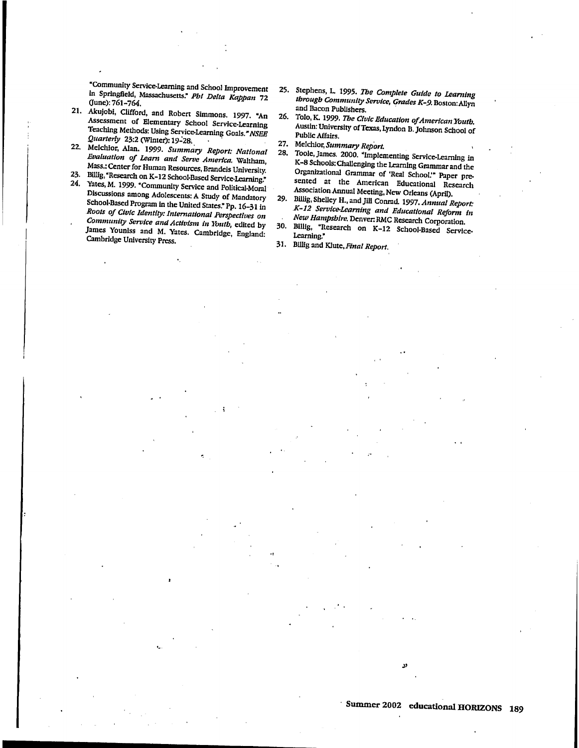"Community Service-Learning and School Improvement in Springfield, Massachusetts." *Phi Delta Kappan* 72 (June): 761–764.

21. Akujobi, Clifford, and Robert Simmons. 1997. "An Assessment of Elementary School Service-Learning Teaching Methods: Using Service-Learning Goals." *NSEE Quarterly* 23:2 (Winter): 19–28.
22. Melchior, Alan. 1999. *Summary Report: National Evaluation of Learn and Serve America.* Waltham, Mass.: Center for Human Resources, Brandeis University.
23. Billig, "Research on K-12 School-Based Service-Learning."
24. Yates, M. 1999. "Community Service and Political-Moral Discussions among Adolescents: A Study of Mandatory School-Based Program in the United States." Pp. 16–31 in *Roots of Civic Identity: International Perspectives on Community Service and Activism in Youth,* edited by James Youniss and M. Yates. Cambridge, England: Cambridge University Press.
25. Stephens, L. 1995. *The Complete Guide to Learning through Community Service, Grades K-9.* Boston: Allyn and Bacon Publishers.
26. Tolo, K. 1999. *The Civic Education of American Youth.* Austin: University of Texas, Lyndon B. Johnson School of Public Affairs.
27. Melchior, *Summary Report.*
28. Toole, James. 2000. "Implementing Service-Learning in K–8 Schools: Challenging the Learning Grammar and the Organizational Grammar of 'Real School.'" Paper presented at the American Educational Research Association Annual Meeting, New Orleans (April).
29. Billig, Shelley H., and Jill Conrad. 1997. *Annual Report: K-12 Service-Learning and Educational Reform in New Hampshire.* Denver: RMC Research Corporation.
30. Billig, "Research on K–12 School-Based Service-Learning."
31. Billig and Klute, *Final Report.*